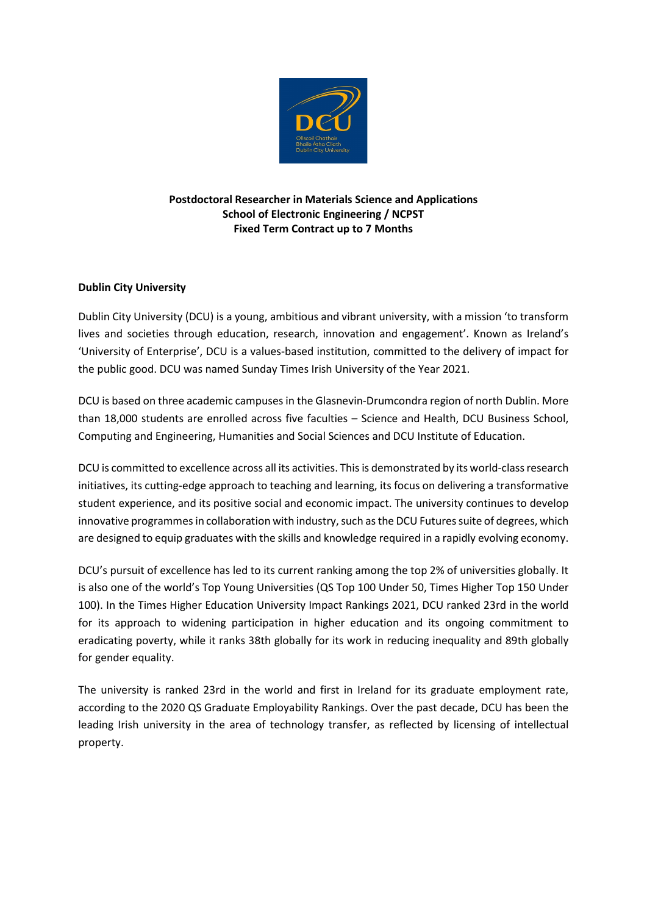**Postdoctoral Researcher in Materials Science and Applications**
**School of Electronic Engineering / NCPST**
**Fixed Term Contract up to 7 Months**

## Dublin City University

Dublin City University (DCU) is a young, ambitious and vibrant university, with a mission 'to transform lives and societies through education, research, innovation and engagement'. Known as Ireland's 'University of Enterprise', DCU is a values-based institution, committed to the delivery of impact for the public good. DCU was named Sunday Times Irish University of the Year 2021.

DCU is based on three academic campuses in the Glasnevin-Drumcondra region of north Dublin. More than 18,000 students are enrolled across five faculties – Science and Health, DCU Business School, Computing and Engineering, Humanities and Social Sciences and DCU Institute of Education.

DCU is committed to excellence across all its activities. This is demonstrated by its world-class research initiatives, its cutting-edge approach to teaching and learning, its focus on delivering a transformative student experience, and its positive social and economic impact. The university continues to develop innovative programmes in collaboration with industry, such as the DCU Futures suite of degrees, which are designed to equip graduates with the skills and knowledge required in a rapidly evolving economy.

DCU's pursuit of excellence has led to its current ranking among the top 2% of universities globally. It is also one of the world's Top Young Universities (QS Top 100 Under 50, Times Higher Top 150 Under 100). In the Times Higher Education University Impact Rankings 2021, DCU ranked 23rd in the world for its approach to widening participation in higher education and its ongoing commitment to eradicating poverty, while it ranks 38th globally for its work in reducing inequality and 89th globally for gender equality.

The university is ranked 23rd in the world and first in Ireland for its graduate employment rate, according to the 2020 QS Graduate Employability Rankings. Over the past decade, DCU has been the leading Irish university in the area of technology transfer, as reflected by licensing of intellectual property.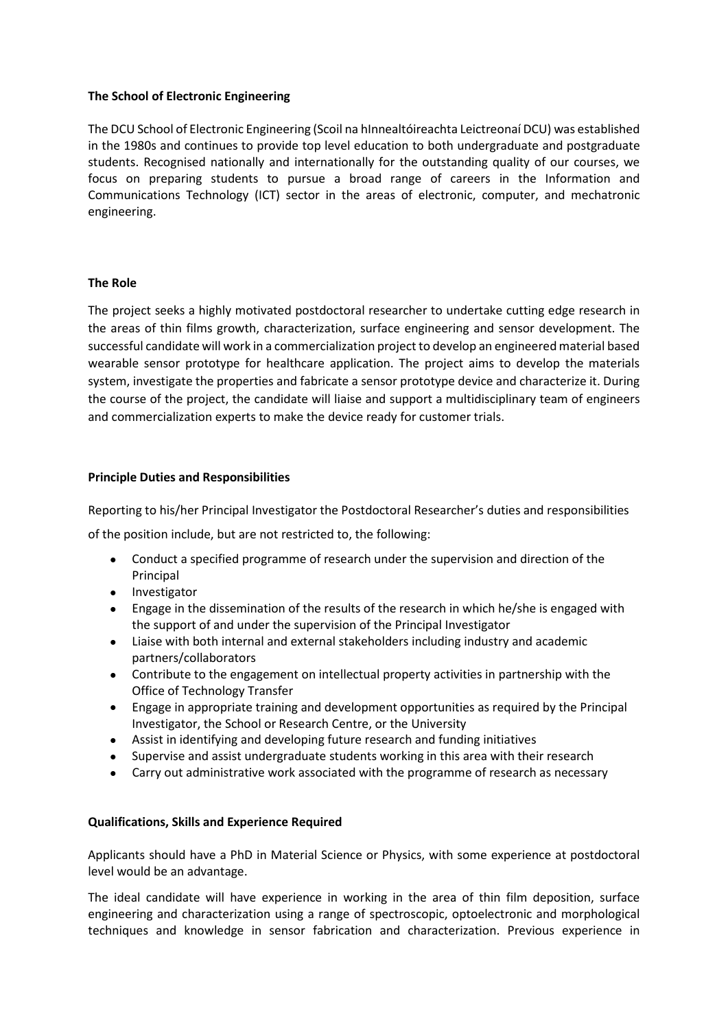**The School of Electronic Engineering**

The DCU School of Electronic Engineering (Scoil na hInnealtóireachta Leictreonaí DCU) was established in the 1980s and continues to provide top level education to both undergraduate and postgraduate students. Recognised nationally and internationally for the outstanding quality of our courses, we focus on preparing students to pursue a broad range of careers in the Information and Communications Technology (ICT) sector in the areas of electronic, computer, and mechatronic engineering.

**The Role**

The project seeks a highly motivated postdoctoral researcher to undertake cutting edge research in the areas of thin films growth, characterization, surface engineering and sensor development. The successful candidate will work in a commercialization project to develop an engineered material based wearable sensor prototype for healthcare application. The project aims to develop the materials system, investigate the properties and fabricate a sensor prototype device and characterize it. During the course of the project, the candidate will liaise and support a multidisciplinary team of engineers and commercialization experts to make the device ready for customer trials.

**Principle Duties and Responsibilities**

Reporting to his/her Principal Investigator the Postdoctoral Researcher's duties and responsibilities of the position include, but are not restricted to, the following:

- Conduct a specified programme of research under the supervision and direction of the Principal
- Investigator
- Engage in the dissemination of the results of the research in which he/she is engaged with the support of and under the supervision of the Principal Investigator
- Liaise with both internal and external stakeholders including industry and academic partners/collaborators
- Contribute to the engagement on intellectual property activities in partnership with the Office of Technology Transfer
- Engage in appropriate training and development opportunities as required by the Principal Investigator, the School or Research Centre, or the University
- Assist in identifying and developing future research and funding initiatives
- Supervise and assist undergraduate students working in this area with their research
- Carry out administrative work associated with the programme of research as necessary

**Qualifications, Skills and Experience Required**

Applicants should have a PhD in Material Science or Physics, with some experience at postdoctoral level would be an advantage.

The ideal candidate will have experience in working in the area of thin film deposition, surface engineering and characterization using a range of spectroscopic, optoelectronic and morphological techniques and knowledge in sensor fabrication and characterization. Previous experience in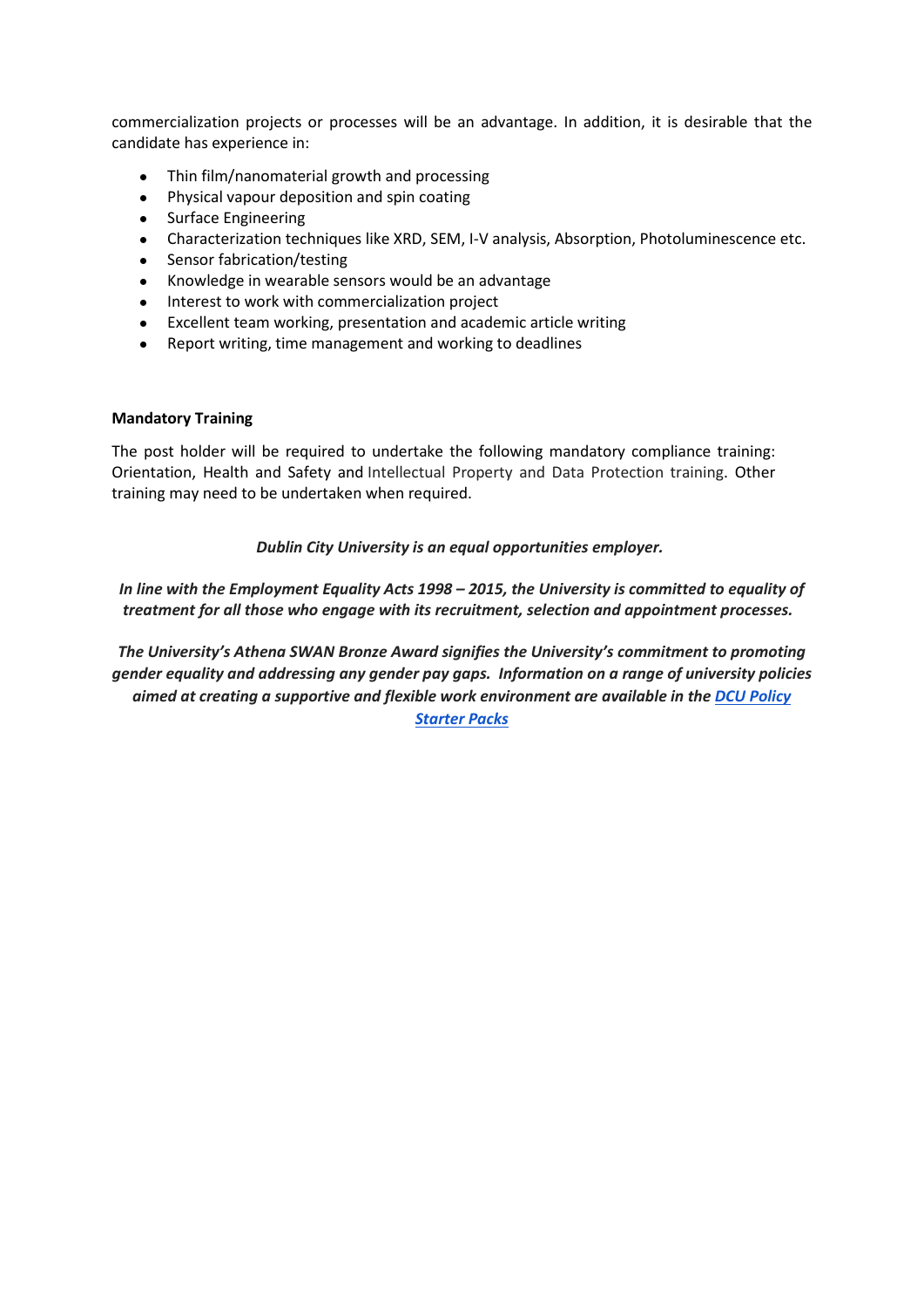commercialization projects or processes will be an advantage. In addition, it is desirable that the candidate has experience in:

- Thin film/nanomaterial growth and processing
- Physical vapour deposition and spin coating
- Surface Engineering
- Characterization techniques like XRD, SEM, I-V analysis, Absorption, Photoluminescence etc.
- Sensor fabrication/testing
- Knowledge in wearable sensors would be an advantage
- Interest to work with commercialization project
- Excellent team working, presentation and academic article writing
- Report writing, time management and working to deadlines

**Mandatory Training**

The post holder will be required to undertake the following mandatory compliance training: Orientation, Health and Safety and Intellectual Property and Data Protection training. Other training may need to be undertaken when required.

***Dublin City University is an equal opportunities employer.***

***In line with the Employment Equality Acts 1998 – 2015, the University is committed to equality of treatment for all those who engage with its recruitment, selection and appointment processes.***

***The University's Athena SWAN Bronze Award signifies the University's commitment to promoting gender equality and addressing any gender pay gaps. Information on a range of university policies aimed at creating a supportive and flexible work environment are available in the DCU Policy Starter Packs***